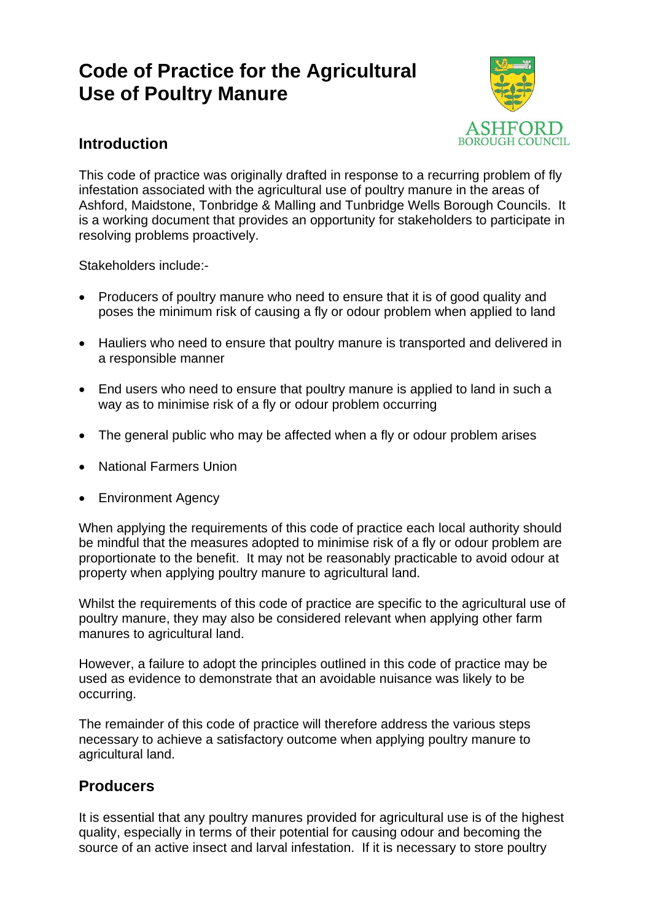# Code of Practice for the Agricultural Use of Poultry Manure

## Introduction

This code of practice was originally drafted in response to a recurring problem of fly infestation associated with the agricultural use of poultry manure in the areas of Ashford, Maidstone, Tonbridge & Malling and Tunbridge Wells Borough Councils. It is a working document that provides an opportunity for stakeholders to participate in resolving problems proactively.

Stakeholders include:-

- Producers of poultry manure who need to ensure that it is of good quality and poses the minimum risk of causing a fly or odour problem when applied to land
- Hauliers who need to ensure that poultry manure is transported and delivered in a responsible manner
- End users who need to ensure that poultry manure is applied to land in such a way as to minimise risk of a fly or odour problem occurring
- The general public who may be affected when a fly or odour problem arises
- National Farmers Union
- Environment Agency

When applying the requirements of this code of practice each local authority should be mindful that the measures adopted to minimise risk of a fly or odour problem are proportionate to the benefit. It may not be reasonably practicable to avoid odour at property when applying poultry manure to agricultural land.

Whilst the requirements of this code of practice are specific to the agricultural use of poultry manure, they may also be considered relevant when applying other farm manures to agricultural land.

However, a failure to adopt the principles outlined in this code of practice may be used as evidence to demonstrate that an avoidable nuisance was likely to be occurring.

The remainder of this code of practice will therefore address the various steps necessary to achieve a satisfactory outcome when applying poultry manure to agricultural land.

## Producers

It is essential that any poultry manures provided for agricultural use is of the highest quality, especially in terms of their potential for causing odour and becoming the source of an active insect and larval infestation. If it is necessary to store poultry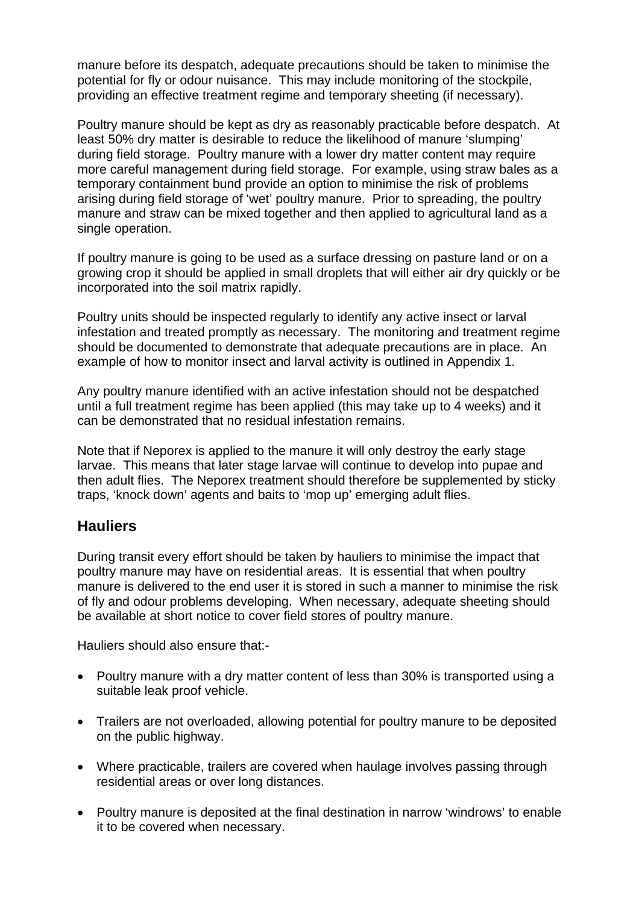manure before its despatch, adequate precautions should be taken to minimise the potential for fly or odour nuisance. This may include monitoring of the stockpile, providing an effective treatment regime and temporary sheeting (if necessary).

Poultry manure should be kept as dry as reasonably practicable before despatch. At least 50% dry matter is desirable to reduce the likelihood of manure 'slumping' during field storage. Poultry manure with a lower dry matter content may require more careful management during field storage. For example, using straw bales as a temporary containment bund provide an option to minimise the risk of problems arising during field storage of 'wet' poultry manure. Prior to spreading, the poultry manure and straw can be mixed together and then applied to agricultural land as a single operation.

If poultry manure is going to be used as a surface dressing on pasture land or on a growing crop it should be applied in small droplets that will either air dry quickly or be incorporated into the soil matrix rapidly.

Poultry units should be inspected regularly to identify any active insect or larval infestation and treated promptly as necessary. The monitoring and treatment regime should be documented to demonstrate that adequate precautions are in place. An example of how to monitor insect and larval activity is outlined in Appendix 1.

Any poultry manure identified with an active infestation should not be despatched until a full treatment regime has been applied (this may take up to 4 weeks) and it can be demonstrated that no residual infestation remains.

Note that if Neporex is applied to the manure it will only destroy the early stage larvae. This means that later stage larvae will continue to develop into pupae and then adult flies. The Neporex treatment should therefore be supplemented by sticky traps, 'knock down' agents and baits to 'mop up' emerging adult flies.

## Hauliers

During transit every effort should be taken by hauliers to minimise the impact that poultry manure may have on residential areas. It is essential that when poultry manure is delivered to the end user it is stored in such a manner to minimise the risk of fly and odour problems developing. When necessary, adequate sheeting should be available at short notice to cover field stores of poultry manure.

Hauliers should also ensure that:-

- Poultry manure with a dry matter content of less than 30% is transported using a suitable leak proof vehicle.
- Trailers are not overloaded, allowing potential for poultry manure to be deposited on the public highway.
- Where practicable, trailers are covered when haulage involves passing through residential areas or over long distances.
- Poultry manure is deposited at the final destination in narrow 'windrows' to enable it to be covered when necessary.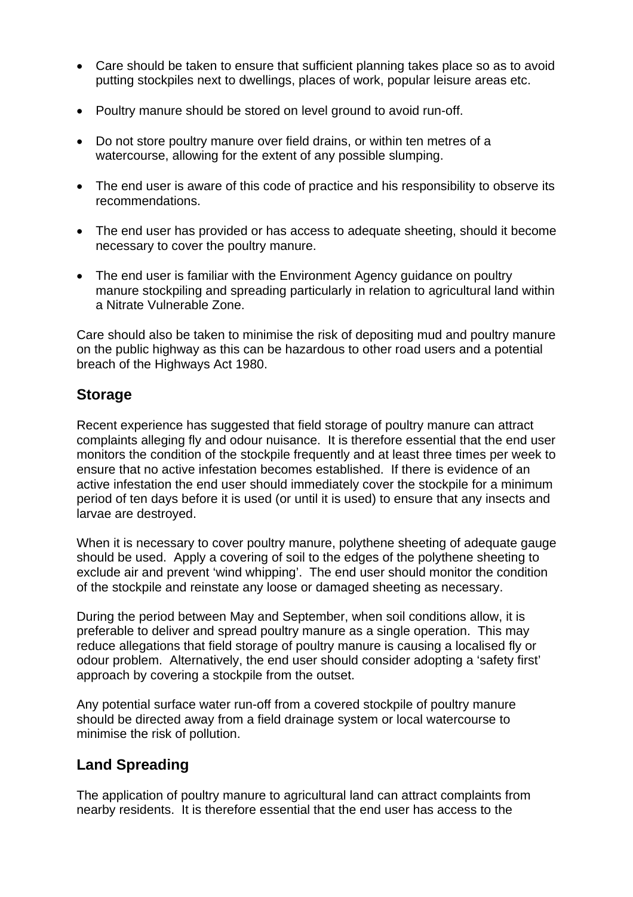- Care should be taken to ensure that sufficient planning takes place so as to avoid putting stockpiles next to dwellings, places of work, popular leisure areas etc.
- Poultry manure should be stored on level ground to avoid run-off.
- Do not store poultry manure over field drains, or within ten metres of a watercourse, allowing for the extent of any possible slumping.
- The end user is aware of this code of practice and his responsibility to observe its recommendations.
- The end user has provided or has access to adequate sheeting, should it become necessary to cover the poultry manure.
- The end user is familiar with the Environment Agency guidance on poultry manure stockpiling and spreading particularly in relation to agricultural land within a Nitrate Vulnerable Zone.

Care should also be taken to minimise the risk of depositing mud and poultry manure on the public highway as this can be hazardous to other road users and a potential breach of the Highways Act 1980.

## Storage

Recent experience has suggested that field storage of poultry manure can attract complaints alleging fly and odour nuisance. It is therefore essential that the end user monitors the condition of the stockpile frequently and at least three times per week to ensure that no active infestation becomes established. If there is evidence of an active infestation the end user should immediately cover the stockpile for a minimum period of ten days before it is used (or until it is used) to ensure that any insects and larvae are destroyed.

When it is necessary to cover poultry manure, polythene sheeting of adequate gauge should be used. Apply a covering of soil to the edges of the polythene sheeting to exclude air and prevent 'wind whipping'. The end user should monitor the condition of the stockpile and reinstate any loose or damaged sheeting as necessary.

During the period between May and September, when soil conditions allow, it is preferable to deliver and spread poultry manure as a single operation. This may reduce allegations that field storage of poultry manure is causing a localised fly or odour problem. Alternatively, the end user should consider adopting a 'safety first' approach by covering a stockpile from the outset.

Any potential surface water run-off from a covered stockpile of poultry manure should be directed away from a field drainage system or local watercourse to minimise the risk of pollution.

## Land Spreading

The application of poultry manure to agricultural land can attract complaints from nearby residents. It is therefore essential that the end user has access to the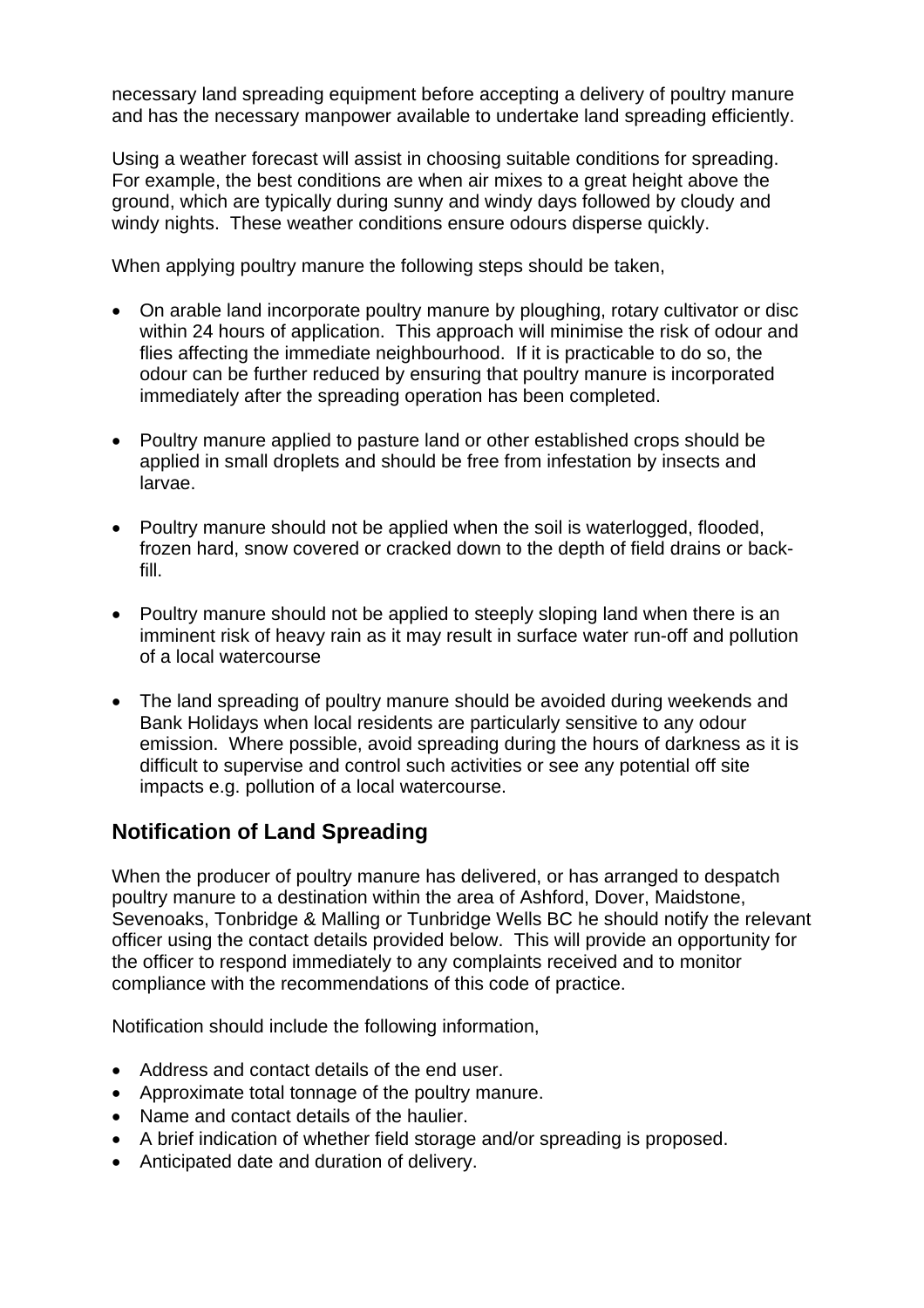necessary land spreading equipment before accepting a delivery of poultry manure and has the necessary manpower available to undertake land spreading efficiently.

Using a weather forecast will assist in choosing suitable conditions for spreading. For example, the best conditions are when air mixes to a great height above the ground, which are typically during sunny and windy days followed by cloudy and windy nights. These weather conditions ensure odours disperse quickly.

When applying poultry manure the following steps should be taken,

- On arable land incorporate poultry manure by ploughing, rotary cultivator or disc within 24 hours of application. This approach will minimise the risk of odour and flies affecting the immediate neighbourhood. If it is practicable to do so, the odour can be further reduced by ensuring that poultry manure is incorporated immediately after the spreading operation has been completed.

- Poultry manure applied to pasture land or other established crops should be applied in small droplets and should be free from infestation by insects and larvae.

- Poultry manure should not be applied when the soil is waterlogged, flooded, frozen hard, snow covered or cracked down to the depth of field drains or back-fill.

- Poultry manure should not be applied to steeply sloping land when there is an imminent risk of heavy rain as it may result in surface water run-off and pollution of a local watercourse

- The land spreading of poultry manure should be avoided during weekends and Bank Holidays when local residents are particularly sensitive to any odour emission. Where possible, avoid spreading during the hours of darkness as it is difficult to supervise and control such activities or see any potential off site impacts e.g. pollution of a local watercourse.

## Notification of Land Spreading

When the producer of poultry manure has delivered, or has arranged to despatch poultry manure to a destination within the area of Ashford, Dover, Maidstone, Sevenoaks, Tonbridge & Malling or Tunbridge Wells BC he should notify the relevant officer using the contact details provided below. This will provide an opportunity for the officer to respond immediately to any complaints received and to monitor compliance with the recommendations of this code of practice.

Notification should include the following information,

- Address and contact details of the end user.
- Approximate total tonnage of the poultry manure.
- Name and contact details of the haulier.
- A brief indication of whether field storage and/or spreading is proposed.
- Anticipated date and duration of delivery.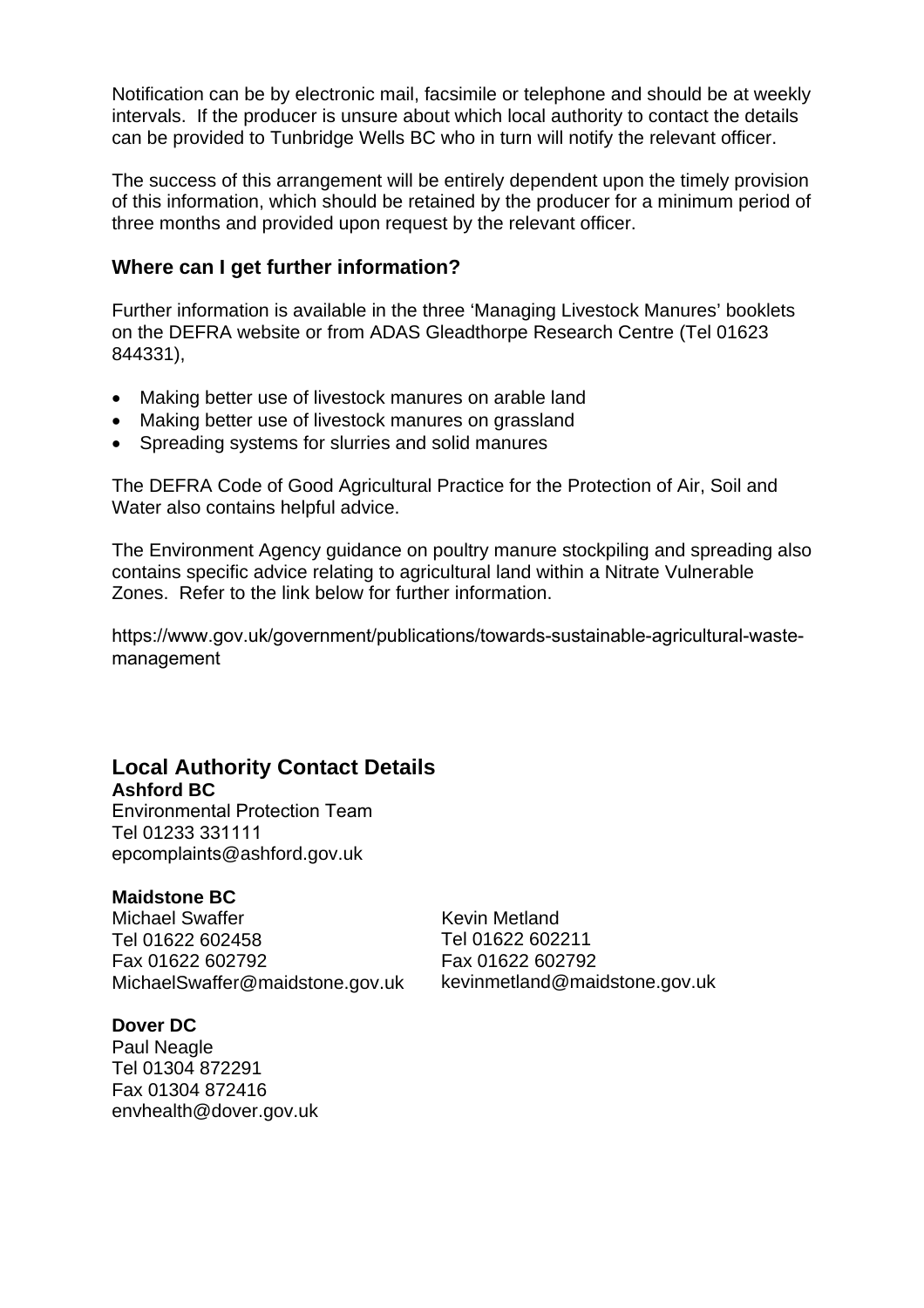Notification can be by electronic mail, facsimile or telephone and should be at weekly intervals. If the producer is unsure about which local authority to contact the details can be provided to Tunbridge Wells BC who in turn will notify the relevant officer.

The success of this arrangement will be entirely dependent upon the timely provision of this information, which should be retained by the producer for a minimum period of three months and provided upon request by the relevant officer.

### Where can I get further information?

Further information is available in the three 'Managing Livestock Manures' booklets on the DEFRA website or from ADAS Gleadthorpe Research Centre (Tel 01623 844331),

- Making better use of livestock manures on arable land
- Making better use of livestock manures on grassland
- Spreading systems for slurries and solid manures

The DEFRA Code of Good Agricultural Practice for the Protection of Air, Soil and Water also contains helpful advice.

The Environment Agency guidance on poultry manure stockpiling and spreading also contains specific advice relating to agricultural land within a Nitrate Vulnerable Zones. Refer to the link below for further information.

https://www.gov.uk/government/publications/towards-sustainable-agricultural-waste-management

## Local Authority Contact Details

**Ashford BC**
Environmental Protection Team
Tel 01233 331111
epcomplaints@ashford.gov.uk

**Maidstone BC**

Michael Swaffer
Tel 01622 602458
Fax 01622 602792
MichaelSwaffer@maidstone.gov.uk

Kevin Metland
Tel 01622 602211
Fax 01622 602792
kevinmetland@maidstone.gov.uk

**Dover DC**
Paul Neagle
Tel 01304 872291
Fax 01304 872416
envhealth@dover.gov.uk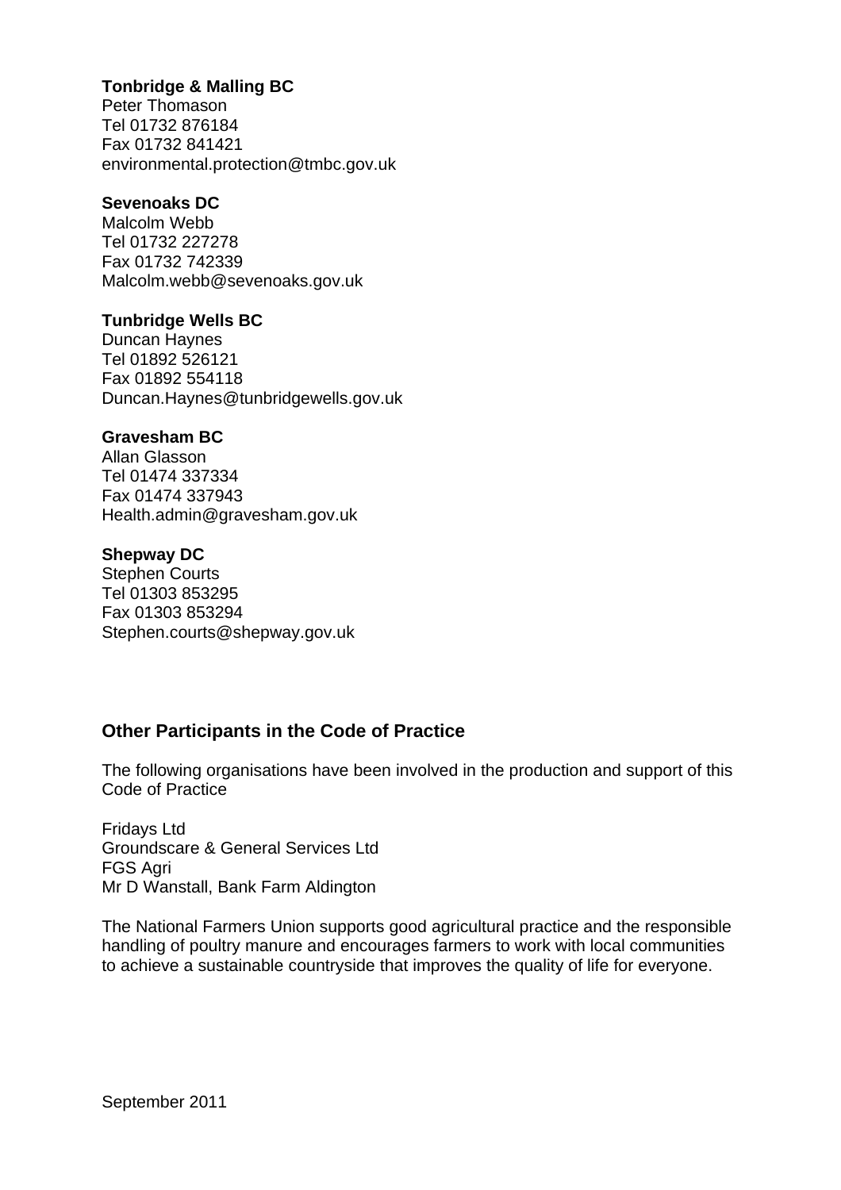**Tonbridge & Malling BC**
Peter Thomason
Tel 01732 876184
Fax 01732 841421
environmental.protection@tmbc.gov.uk

**Sevenoaks DC**
Malcolm Webb
Tel 01732 227278
Fax 01732 742339
Malcolm.webb@sevenoaks.gov.uk

**Tunbridge Wells BC**
Duncan Haynes
Tel 01892 526121
Fax 01892 554118
Duncan.Haynes@tunbridgewells.gov.uk

**Gravesham BC**
Allan Glasson
Tel 01474 337334
Fax 01474 337943
Health.admin@gravesham.gov.uk

**Shepway DC**
Stephen Courts
Tel 01303 853295
Fax 01303 853294
Stephen.courts@shepway.gov.uk

## Other Participants in the Code of Practice

The following organisations have been involved in the production and support of this Code of Practice

Fridays Ltd
Groundscare & General Services Ltd
FGS Agri
Mr D Wanstall, Bank Farm Aldington

The National Farmers Union supports good agricultural practice and the responsible handling of poultry manure and encourages farmers to work with local communities to achieve a sustainable countryside that improves the quality of life for everyone.

September 2011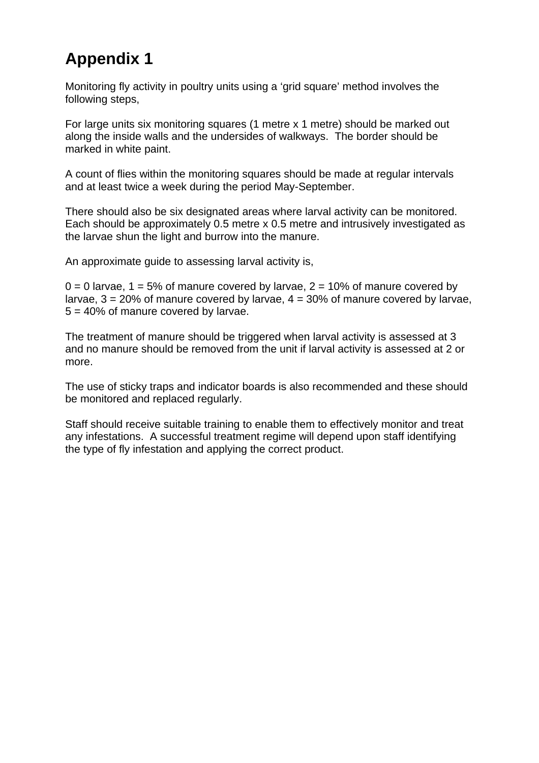# Appendix 1

Monitoring fly activity in poultry units using a 'grid square' method involves the following steps,

For large units six monitoring squares (1 metre x 1 metre) should be marked out along the inside walls and the undersides of walkways. The border should be marked in white paint.

A count of flies within the monitoring squares should be made at regular intervals and at least twice a week during the period May-September.

There should also be six designated areas where larval activity can be monitored. Each should be approximately 0.5 metre x 0.5 metre and intrusively investigated as the larvae shun the light and burrow into the manure.

An approximate guide to assessing larval activity is,

0 = 0 larvae, 1 = 5% of manure covered by larvae, 2 = 10% of manure covered by larvae, 3 = 20% of manure covered by larvae, 4 = 30% of manure covered by larvae, 5 = 40% of manure covered by larvae.

The treatment of manure should be triggered when larval activity is assessed at 3 and no manure should be removed from the unit if larval activity is assessed at 2 or more.

The use of sticky traps and indicator boards is also recommended and these should be monitored and replaced regularly.

Staff should receive suitable training to enable them to effectively monitor and treat any infestations. A successful treatment regime will depend upon staff identifying the type of fly infestation and applying the correct product.